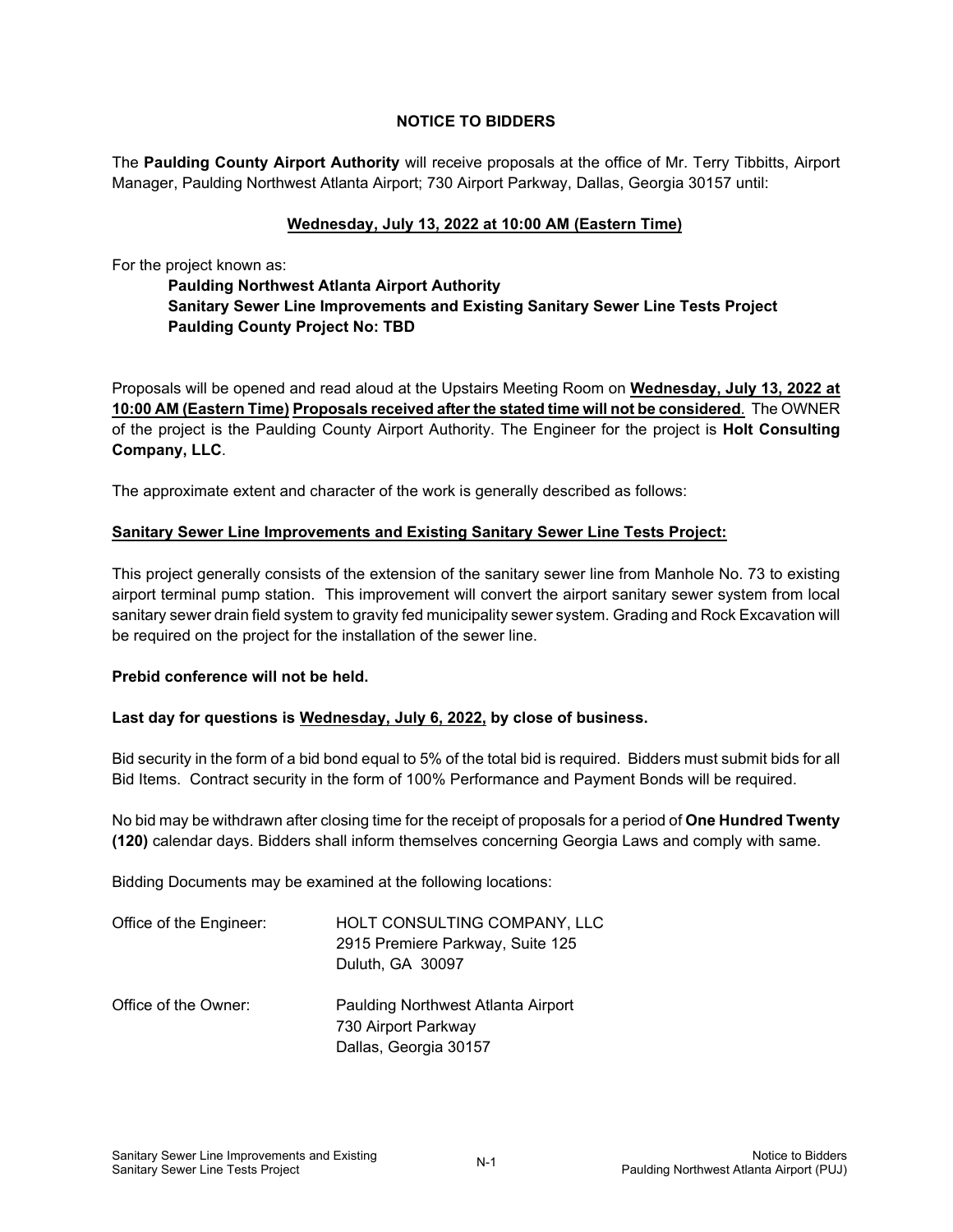# NOTICE TO BIDDERS

The **Paulding County Airport Authority** will receive proposals at the office of Mr. Terry Tibbitts, Airport Manager, Paulding Northwest Atlanta Airport; 730 Airport Parkway, Dallas, Georgia 30157 until:

**Wednesday, July 13, 2022 at 10:00 AM (Eastern Time)**

For the project known as:

> **Paulding Northwest Atlanta Airport Authority**
> **Sanitary Sewer Line Improvements and Existing Sanitary Sewer Line Tests Project**
> **Paulding County Project No: TBD**

Proposals will be opened and read aloud at the Upstairs Meeting Room on **Wednesday, July 13, 2022 at 10:00 AM (Eastern Time) Proposals received after the stated time will not be considered**. The OWNER of the project is the Paulding County Airport Authority. The Engineer for the project is **Holt Consulting Company, LLC**.

The approximate extent and character of the work is generally described as follows:

**Sanitary Sewer Line Improvements and Existing Sanitary Sewer Line Tests Project:**

This project generally consists of the extension of the sanitary sewer line from Manhole No. 73 to existing airport terminal pump station. This improvement will convert the airport sanitary sewer system from local sanitary sewer drain field system to gravity fed municipality sewer system. Grading and Rock Excavation will be required on the project for the installation of the sewer line.

**Prebid conference will not be held.**

**Last day for questions is Wednesday, July 6, 2022, by close of business.**

Bid security in the form of a bid bond equal to 5% of the total bid is required. Bidders must submit bids for all Bid Items. Contract security in the form of 100% Performance and Payment Bonds will be required.

No bid may be withdrawn after closing time for the receipt of proposals for a period of **One Hundred Twenty (120)** calendar days. Bidders shall inform themselves concerning Georgia Laws and comply with same.

Bidding Documents may be examined at the following locations:

Office of the Engineer:
HOLT CONSULTING COMPANY, LLC
2915 Premiere Parkway, Suite 125
Duluth, GA 30097

Office of the Owner:
Paulding Northwest Atlanta Airport
730 Airport Parkway
Dallas, Georgia 30157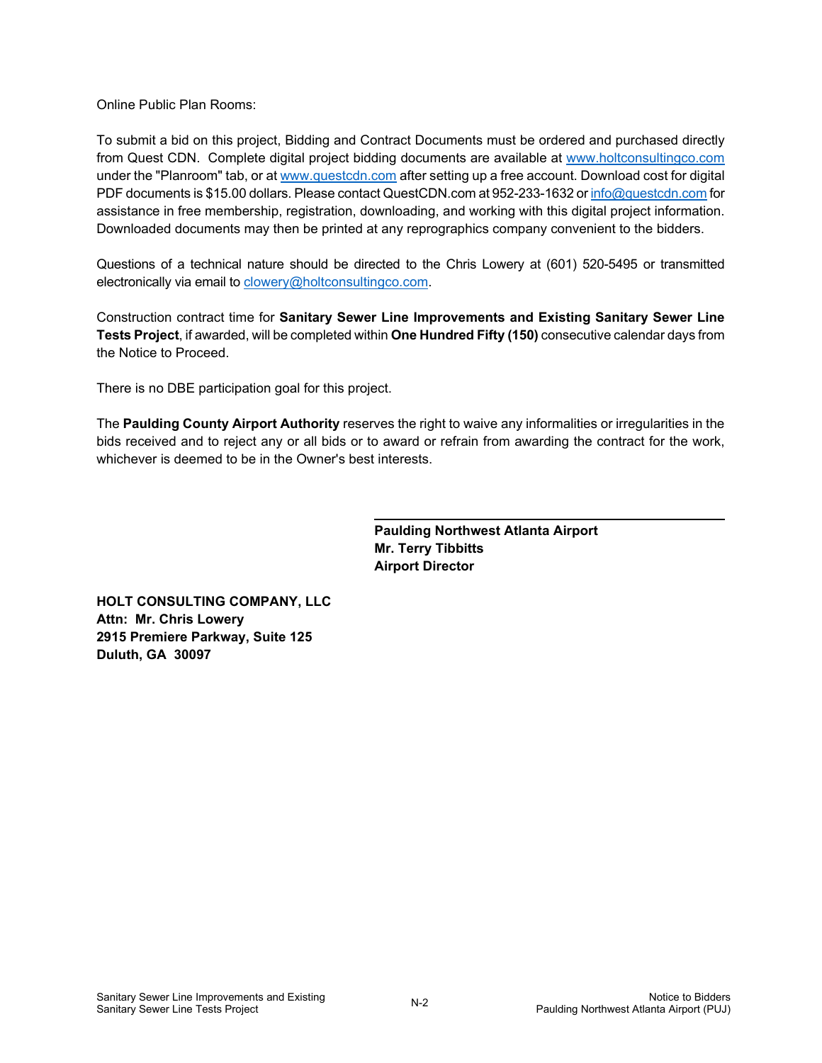Online Public Plan Rooms:

To submit a bid on this project, Bidding and Contract Documents must be ordered and purchased directly from Quest CDN. Complete digital project bidding documents are available at www.holtconsultingco.com under the "Planroom" tab, or at www.questcdn.com after setting up a free account. Download cost for digital PDF documents is $15.00 dollars. Please contact QuestCDN.com at 952-233-1632 or info@questcdn.com for assistance in free membership, registration, downloading, and working with this digital project information. Downloaded documents may then be printed at any reprographics company convenient to the bidders.

Questions of a technical nature should be directed to the Chris Lowery at (601) 520-5495 or transmitted electronically via email to clowery@holtconsultingco.com.

Construction contract time for **Sanitary Sewer Line Improvements and Existing Sanitary Sewer Line Tests Project**, if awarded, will be completed within **One Hundred Fifty (150)** consecutive calendar days from the Notice to Proceed.

There is no DBE participation goal for this project.

The **Paulding County Airport Authority** reserves the right to waive any informalities or irregularities in the bids received and to reject any or all bids or to award or refrain from awarding the contract for the work, whichever is deemed to be in the Owner's best interests.

---

**Paulding Northwest Atlanta Airport**
**Mr. Terry Tibbitts**
**Airport Director**

**HOLT CONSULTING COMPANY, LLC**
**Attn: Mr. Chris Lowery**
**2915 Premiere Parkway, Suite 125**
**Duluth, GA 30097**